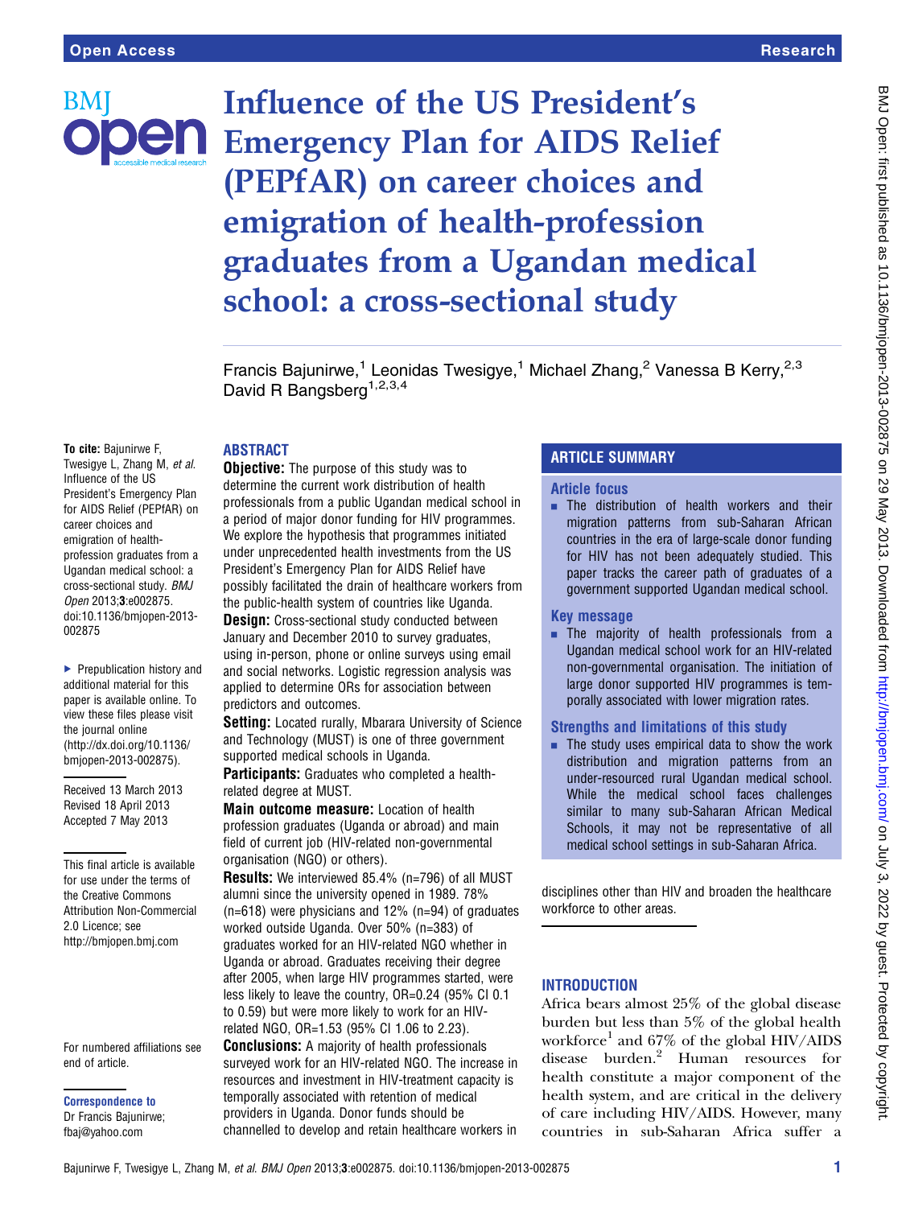# Influence of the US President's Emergency Plan for AIDS Relief (PEPfAR) on career choices and emigration of health-profession graduates from a Ugandan medical school: a cross-sectional study

Francis Bajunirwe,[1] Leonidas Twesigye,[1] Michael Zhang,[2] Vanessa B Kerry,[2,3] David R Bangsberg[1,2,3,4]

**To cite:** Bajunirwe F, Twesigye L, Zhang M, *et al*. Influence of the US President's Emergency Plan for AIDS Relief (PEPfAR) on career choices and emigration of health-profession graduates from a Ugandan medical school: a cross-sectional study. *BMJ Open* 2013;**3**:e002875. doi:10.1136/bmjopen-2013-002875

▸ Prepublication history and additional material for this paper is available online. To view these files please visit the journal online (http://dx.doi.org/10.1136/bmjopen-2013-002875).

Received 13 March 2013
Revised 18 April 2013
Accepted 7 May 2013

This final article is available for use under the terms of the Creative Commons Attribution Non-Commercial 2.0 Licence; see http://bmjopen.bmj.com

For numbered affiliations see end of article.

**Correspondence to**
Dr Francis Bajunirwe; fbaj@yahoo.com

## ABSTRACT

**Objective:** The purpose of this study was to determine the current work distribution of health professionals from a public Ugandan medical school in a period of major donor funding for HIV programmes. We explore the hypothesis that programmes initiated under unprecedented health investments from the US President's Emergency Plan for AIDS Relief have possibly facilitated the drain of healthcare workers from the public-health system of countries like Uganda.

**Design:** Cross-sectional study conducted between January and December 2010 to survey graduates, using in-person, phone or online surveys using email and social networks. Logistic regression analysis was applied to determine ORs for association between predictors and outcomes.

**Setting:** Located rurally, Mbarara University of Science and Technology (MUST) is one of three government supported medical schools in Uganda.

**Participants:** Graduates who completed a health-related degree at MUST.

**Main outcome measure:** Location of health profession graduates (Uganda or abroad) and main field of current job (HIV-related non-governmental organisation (NGO) or others).

**Results:** We interviewed 85.4% (n=796) of all MUST alumni since the university opened in 1989. 78% (n=618) were physicians and 12% (n=94) of graduates worked outside Uganda. Over 50% (n=383) of graduates worked for an HIV-related NGO whether in Uganda or abroad. Graduates receiving their degree after 2005, when large HIV programmes started, were less likely to leave the country, OR=0.24 (95% CI 0.1 to 0.59) but were more likely to work for an HIV-related NGO, OR=1.53 (95% CI 1.06 to 2.23).

**Conclusions:** A majority of health professionals surveyed work for an HIV-related NGO. The increase in resources and investment in HIV-treatment capacity is temporally associated with retention of medical providers in Uganda. Donor funds should be channelled to develop and retain healthcare workers in disciplines other than HIV and broaden the healthcare workforce to other areas.

## ARTICLE SUMMARY

### Article focus

- The distribution of health workers and their migration patterns from sub-Saharan African countries in the era of large-scale donor funding for HIV has not been adequately studied. This paper tracks the career path of graduates of a government supported Ugandan medical school.

### Key message

- The majority of health professionals from a Ugandan medical school work for an HIV-related non-governmental organisation. The initiation of large donor supported HIV programmes is temporally associated with lower migration rates.

### Strengths and limitations of this study

- The study uses empirical data to show the work distribution and migration patterns from an under-resourced rural Ugandan medical school. While the medical school faces challenges similar to many sub-Saharan African Medical Schools, it may not be representative of all medical school settings in sub-Saharan Africa.

## INTRODUCTION

Africa bears almost 25% of the global disease burden but less than 5% of the global health workforce[1] and 67% of the global HIV/AIDS disease burden.[2] Human resources for health constitute a major component of the health system, and are critical in the delivery of care including HIV/AIDS. However, many countries in sub-Saharan Africa suffer a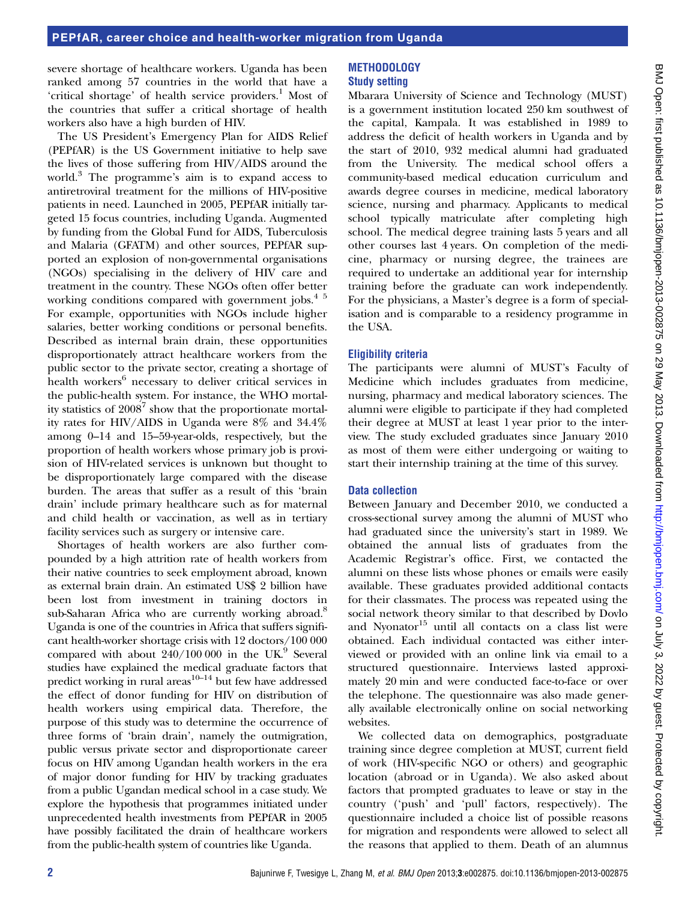severe shortage of healthcare workers. Uganda has been ranked among 57 countries in the world that have a 'critical shortage' of health service providers.[1] Most of the countries that suffer a critical shortage of health workers also have a high burden of HIV.

The US President's Emergency Plan for AIDS Relief (PEPfAR) is the US Government initiative to help save the lives of those suffering from HIV/AIDS around the world.[3] The programme's aim is to expand access to antiretroviral treatment for the millions of HIV-positive patients in need. Launched in 2005, PEPfAR initially targeted 15 focus countries, including Uganda. Augmented by funding from the Global Fund for AIDS, Tuberculosis and Malaria (GFATM) and other sources, PEPfAR supported an explosion of non-governmental organisations (NGOs) specialising in the delivery of HIV care and treatment in the country. These NGOs often offer better working conditions compared with government jobs.[4 5] For example, opportunities with NGOs include higher salaries, better working conditions or personal benefits. Described as internal brain drain, these opportunities disproportionately attract healthcare workers from the public sector to the private sector, creating a shortage of health workers[6] necessary to deliver critical services in the public-health system. For instance, the WHO mortality statistics of 2008[7] show that the proportionate mortality rates for HIV/AIDS in Uganda were 8% and 34.4% among 0–14 and 15–59-year-olds, respectively, but the proportion of health workers whose primary job is provision of HIV-related services is unknown but thought to be disproportionately large compared with the disease burden. The areas that suffer as a result of this 'brain drain' include primary healthcare such as for maternal and child health or vaccination, as well as in tertiary facility services such as surgery or intensive care.

Shortages of health workers are also further compounded by a high attrition rate of health workers from their native countries to seek employment abroad, known as external brain drain. An estimated US$ 2 billion have been lost from investment in training doctors in sub-Saharan Africa who are currently working abroad.[8] Uganda is one of the countries in Africa that suffers significant health-worker shortage crisis with 12 doctors/100 000 compared with about 240/100 000 in the UK.[9] Several studies have explained the medical graduate factors that predict working in rural areas[10–14] but few have addressed the effect of donor funding for HIV on distribution of health workers using empirical data. Therefore, the purpose of this study was to determine the occurrence of three forms of 'brain drain', namely the outmigration, public versus private sector and disproportionate career focus on HIV among Ugandan health workers in the era of major donor funding for HIV by tracking graduates from a public Ugandan medical school in a case study. We explore the hypothesis that programmes initiated under unprecedented health investments from PEPfAR in 2005 have possibly facilitated the drain of healthcare workers from the public-health system of countries like Uganda.

## METHODOLOGY

### Study setting

Mbarara University of Science and Technology (MUST) is a government institution located 250 km southwest of the capital, Kampala. It was established in 1989 to address the deficit of health workers in Uganda and by the start of 2010, 932 medical alumni had graduated from the University. The medical school offers a community-based medical education curriculum and awards degree courses in medicine, medical laboratory science, nursing and pharmacy. Applicants to medical school typically matriculate after completing high school. The medical degree training lasts 5 years and all other courses last 4 years. On completion of the medicine, pharmacy or nursing degree, the trainees are required to undertake an additional year for internship training before the graduate can work independently. For the physicians, a Master's degree is a form of specialisation and is comparable to a residency programme in the USA.

### Eligibility criteria

The participants were alumni of MUST's Faculty of Medicine which includes graduates from medicine, nursing, pharmacy and medical laboratory sciences. The alumni were eligible to participate if they had completed their degree at MUST at least 1 year prior to the interview. The study excluded graduates since January 2010 as most of them were either undergoing or waiting to start their internship training at the time of this survey.

### Data collection

Between January and December 2010, we conducted a cross-sectional survey among the alumni of MUST who had graduated since the university's start in 1989. We obtained the annual lists of graduates from the Academic Registrar's office. First, we contacted the alumni on these lists whose phones or emails were easily available. These graduates provided additional contacts for their classmates. The process was repeated using the social network theory similar to that described by Dovlo and Nyonator[15] until all contacts on a class list were obtained. Each individual contacted was either interviewed or provided with an online link via email to a structured questionnaire. Interviews lasted approximately 20 min and were conducted face-to-face or over the telephone. The questionnaire was also made generally available electronically online on social networking websites.

We collected data on demographics, postgraduate training since degree completion at MUST, current field of work (HIV-specific NGO or others) and geographic location (abroad or in Uganda). We also asked about factors that prompted graduates to leave or stay in the country ('push' and 'pull' factors, respectively). The questionnaire included a choice list of possible reasons for migration and respondents were allowed to select all the reasons that applied to them. Death of an alumnus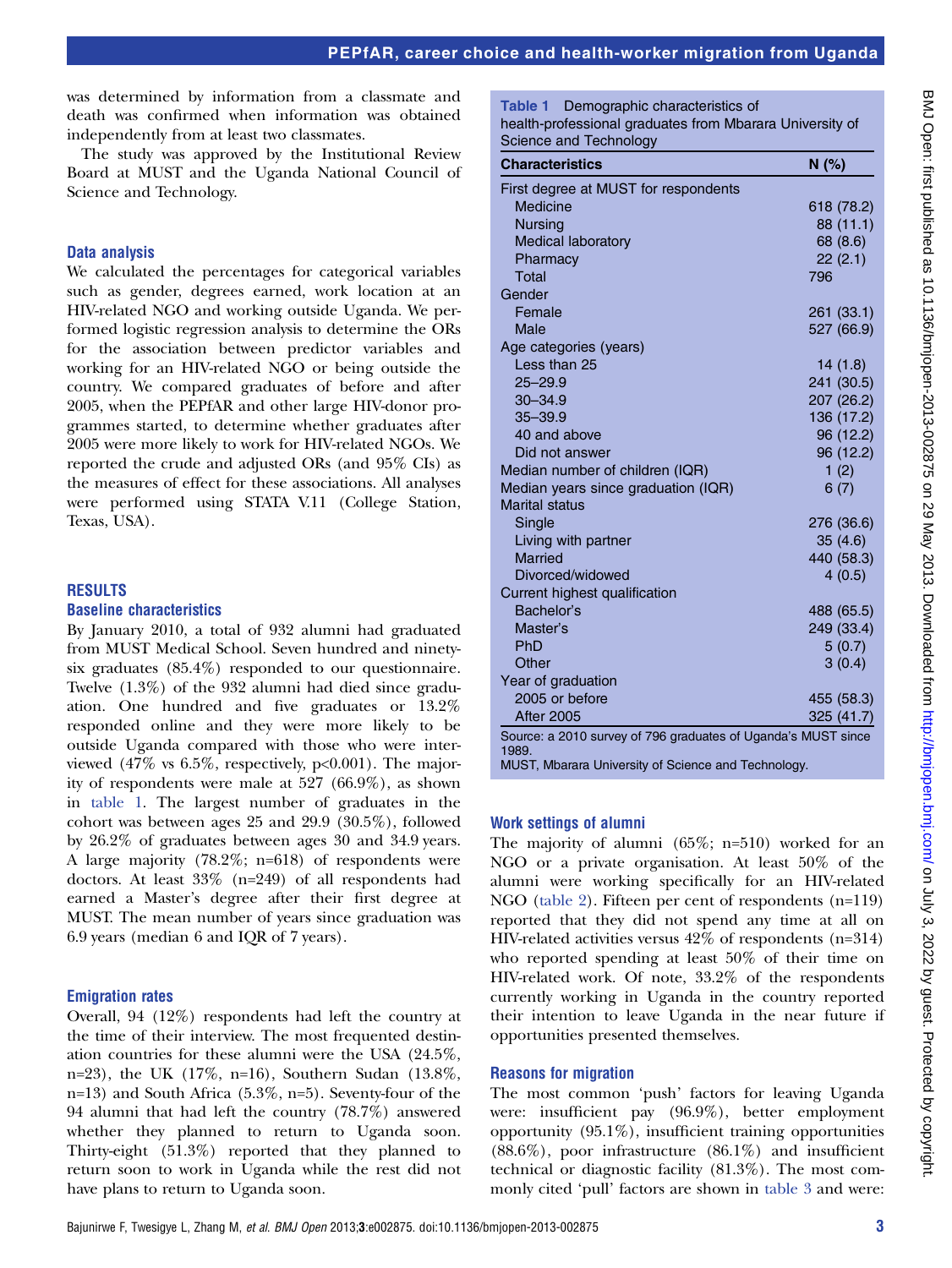was determined by information from a classmate and death was confirmed when information was obtained independently from at least two classmates.

The study was approved by the Institutional Review Board at MUST and the Uganda National Council of Science and Technology.

### Data analysis

We calculated the percentages for categorical variables such as gender, degrees earned, work location at an HIV-related NGO and working outside Uganda. We performed logistic regression analysis to determine the ORs for the association between predictor variables and working for an HIV-related NGO or being outside the country. We compared graduates of before and after 2005, when the PEPfAR and other large HIV-donor programmes started, to determine whether graduates after 2005 were more likely to work for HIV-related NGOs. We reported the crude and adjusted ORs (and 95% CIs) as the measures of effect for these associations. All analyses were performed using STATA V.11 (College Station, Texas, USA).

## RESULTS

### Baseline characteristics

By January 2010, a total of 932 alumni had graduated from MUST Medical School. Seven hundred and ninety-six graduates (85.4%) responded to our questionnaire. Twelve (1.3%) of the 932 alumni had died since graduation. One hundred and five graduates or 13.2% responded online and they were more likely to be outside Uganda compared with those who were interviewed (47% vs 6.5%, respectively, $p<0.001$). The majority of respondents were male at 527 (66.9%), as shown in table 1. The largest number of graduates in the cohort was between ages 25 and 29.9 (30.5%), followed by 26.2% of graduates between ages 30 and 34.9 years. A large majority (78.2%; n=618) of respondents were doctors. At least 33% (n=249) of all respondents had earned a Master's degree after their first degree at MUST. The mean number of years since graduation was 6.9 years (median 6 and IQR of 7 years).

Table 1 Demographic characteristics of health-professional graduates from Mbarara University of Science and Technology

| Characteristics | N (%) |
|---|---|
| First degree at MUST for respondents | |
| Medicine | 618 (78.2) |
| Nursing | 88 (11.1) |
| Medical laboratory | 68 (8.6) |
| Pharmacy | 22 (2.1) |
| Total | 796 |
| Gender | |
| Female | 261 (33.1) |
| Male | 527 (66.9) |
| Age categories (years) | |
| Less than 25 | 14 (1.8) |
| 25–29.9 | 241 (30.5) |
| 30–34.9 | 207 (26.2) |
| 35–39.9 | 136 (17.2) |
| 40 and above | 96 (12.2) |
| Did not answer | 96 (12.2) |
| Median number of children (IQR) | 1 (2) |
| Median years since graduation (IQR) | 6 (7) |
| Marital status | |
| Single | 276 (36.6) |
| Living with partner | 35 (4.6) |
| Married | 440 (58.3) |
| Divorced/widowed | 4 (0.5) |
| Current highest qualification | |
| Bachelor's | 488 (65.5) |
| Master's | 249 (33.4) |
| PhD | 5 (0.7) |
| Other | 3 (0.4) |
| Year of graduation | |
| 2005 or before | 455 (58.3) |
| After 2005 | 325 (41.7) |

Source: a 2010 survey of 796 graduates of Uganda's MUST since 1989.
MUST, Mbarara University of Science and Technology.

### Emigration rates

Overall, 94 (12%) respondents had left the country at the time of their interview. The most frequented destination countries for these alumni were the USA (24.5%, n=23), the UK (17%, n=16), Southern Sudan (13.8%, n=13) and South Africa (5.3%, n=5). Seventy-four of the 94 alumni that had left the country (78.7%) answered whether they planned to return to Uganda soon. Thirty-eight (51.3%) reported that they planned to return soon to work in Uganda while the rest did not have plans to return to Uganda soon.

### Work settings of alumni

The majority of alumni (65%; n=510) worked for an NGO or a private organisation. At least 50% of the alumni were working specifically for an HIV-related NGO (table 2). Fifteen per cent of respondents (n=119) reported that they did not spend any time at all on HIV-related activities versus 42% of respondents (n=314) who reported spending at least 50% of their time on HIV-related work. Of note, 33.2% of the respondents currently working in Uganda in the country reported their intention to leave Uganda in the near future if opportunities presented themselves.

### Reasons for migration

The most common 'push' factors for leaving Uganda were: insufficient pay (96.9%), better employment opportunity (95.1%), insufficient training opportunities (88.6%), poor infrastructure (86.1%) and insufficient technical or diagnostic facility (81.3%). The most commonly cited 'pull' factors are shown in table 3 and were: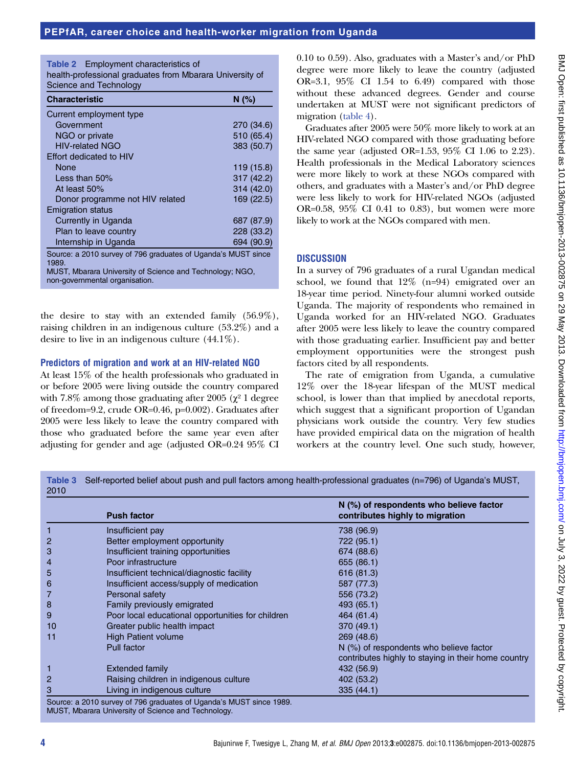**Table 2** Employment characteristics of health-professional graduates from Mbarara University of Science and Technology

| Characteristic | N (%) |
|---|---|
| Current employment type | |
| Government | 270 (34.6) |
| NGO or private | 510 (65.4) |
| HIV-related NGO | 383 (50.7) |
| Effort dedicated to HIV | |
| None | 119 (15.8) |
| Less than 50% | 317 (42.2) |
| At least 50% | 314 (42.0) |
| Donor programme not HIV related | 169 (22.5) |
| Emigration status | |
| Currently in Uganda | 687 (87.9) |
| Plan to leave country | 228 (33.2) |
| Internship in Uganda | 694 (90.9) |

Source: a 2010 survey of 796 graduates of Uganda's MUST since 1989.
MUST, Mbarara University of Science and Technology; NGO, non-governmental organisation.

the desire to stay with an extended family (56.9%), raising children in an indigenous culture (53.2%) and a desire to live in an indigenous culture (44.1%).

### Predictors of migration and work at an HIV-related NGO

At least 15% of the health professionals who graduated in or before 2005 were living outside the country compared with 7.8% among those graduating after 2005 ($\chi^2$ 1 degree of freedom=9.2, crude OR=0.46, p=0.002). Graduates after 2005 were less likely to leave the country compared with those who graduated before the same year even after adjusting for gender and age (adjusted OR=0.24 95% CI 0.10 to 0.59). Also, graduates with a Master's and/or PhD degree were more likely to leave the country (adjusted OR=3.1, 95% CI 1.54 to 6.49) compared with those without these advanced degrees. Gender and course undertaken at MUST were not significant predictors of migration (table 4).

Graduates after 2005 were 50% more likely to work at an HIV-related NGO compared with those graduating before the same year (adjusted OR=1.53, 95% CI 1.06 to 2.23). Health professionals in the Medical Laboratory sciences were more likely to work at these NGOs compared with others, and graduates with a Master's and/or PhD degree were less likely to work for HIV-related NGOs (adjusted OR=0.58, 95% CI 0.41 to 0.83), but women were more likely to work at the NGOs compared with men.

## DISCUSSION

In a survey of 796 graduates of a rural Ugandan medical school, we found that 12% (n=94) emigrated over an 18-year time period. Ninety-four alumni worked outside Uganda. The majority of respondents who remained in Uganda worked for an HIV-related NGO. Graduates after 2005 were less likely to leave the country compared with those graduating earlier. Insufficient pay and better employment opportunities were the strongest push factors cited by all respondents.

The rate of emigration from Uganda, a cumulative 12% over the 18-year lifespan of the MUST medical school, is lower than that implied by anecdotal reports, which suggest that a significant proportion of Ugandan physicians work outside the country. Very few studies have provided empirical data on the migration of health workers at the country level. One such study, however,

**Table 3** Self-reported belief about push and pull factors among health-professional graduates (n=796) of Uganda's MUST, 2010

| | Push factor | N (%) of respondents who believe factor contributes highly to migration |
|---|---|---|
| 1 | Insufficient pay | 738 (96.9) |
| 2 | Better employment opportunity | 722 (95.1) |
| 3 | Insufficient training opportunities | 674 (88.6) |
| 4 | Poor infrastructure | 655 (86.1) |
| 5 | Insufficient technical/diagnostic facility | 616 (81.3) |
| 6 | Insufficient access/supply of medication | 587 (77.3) |
| 7 | Personal safety | 556 (73.2) |
| 8 | Family previously emigrated | 493 (65.1) |
| 9 | Poor local educational opportunities for children | 464 (61.4) |
| 10 | Greater public health impact | 370 (49.1) |
| 11 | High Patient volume | 269 (48.6) |
| | Pull factor | N (%) of respondents who believe factor contributes highly to staying in their home country |
| 1 | Extended family | 432 (56.9) |
| 2 | Raising children in indigenous culture | 402 (53.2) |
| 3 | Living in indigenous culture | 335 (44.1) |

Source: a 2010 survey of 796 graduates of Uganda's MUST since 1989.
MUST, Mbarara University of Science and Technology.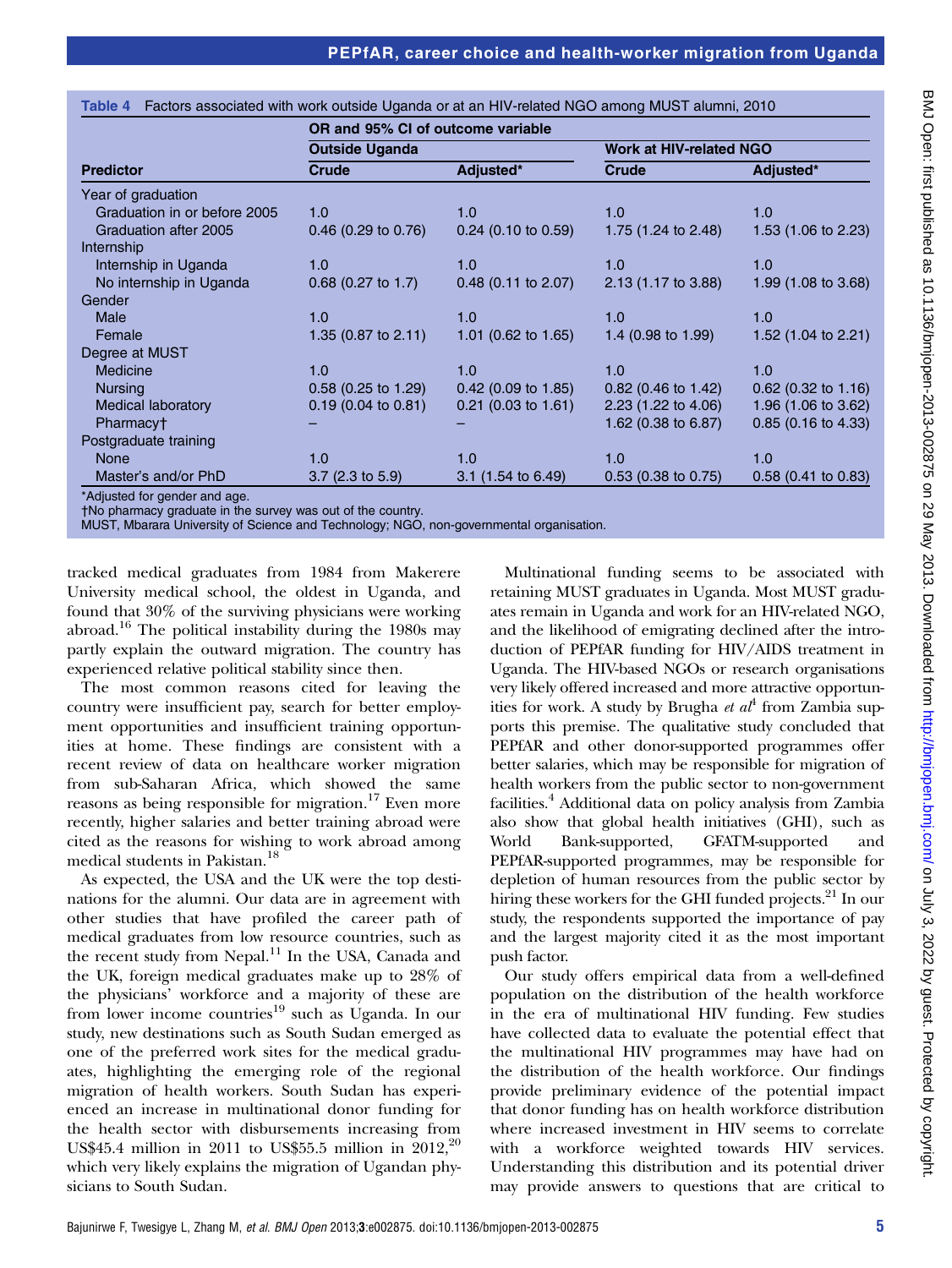**Table 4** Factors associated with work outside Uganda or at an HIV-related NGO among MUST alumni, 2010

| Predictor | OR and 95% CI of outcome variable | | | |
|---|---|---|---|---|
| | Outside Uganda | | Work at HIV-related NGO | |
| | Crude | Adjusted* | Crude | Adjusted* |
| Year of graduation | | | | |
| Graduation in or before 2005 | 1.0 | 1.0 | 1.0 | 1.0 |
| Graduation after 2005 | 0.46 (0.29 to 0.76) | 0.24 (0.10 to 0.59) | 1.75 (1.24 to 2.48) | 1.53 (1.06 to 2.23) |
| Internship | | | | |
| Internship in Uganda | 1.0 | 1.0 | 1.0 | 1.0 |
| No internship in Uganda | 0.68 (0.27 to 1.7) | 0.48 (0.11 to 2.07) | 2.13 (1.17 to 3.88) | 1.99 (1.08 to 3.68) |
| Gender | | | | |
| Male | 1.0 | 1.0 | 1.0 | 1.0 |
| Female | 1.35 (0.87 to 2.11) | 1.01 (0.62 to 1.65) | 1.4 (0.98 to 1.99) | 1.52 (1.04 to 2.21) |
| Degree at MUST | | | | |
| Medicine | 1.0 | 1.0 | 1.0 | 1.0 |
| Nursing | 0.58 (0.25 to 1.29) | 0.42 (0.09 to 1.85) | 0.82 (0.46 to 1.42) | 0.62 (0.32 to 1.16) |
| Medical laboratory | 0.19 (0.04 to 0.81) | 0.21 (0.03 to 1.61) | 2.23 (1.22 to 4.06) | 1.96 (1.06 to 3.62) |
| Pharmacy† | – | – | 1.62 (0.38 to 6.87) | 0.85 (0.16 to 4.33) |
| Postgraduate training | | | | |
| None | 1.0 | 1.0 | 1.0 | 1.0 |
| Master's and/or PhD | 3.7 (2.3 to 5.9) | 3.1 (1.54 to 6.49) | 0.53 (0.38 to 0.75) | 0.58 (0.41 to 0.83) |

*Adjusted for gender and age.
†No pharmacy graduate in the survey was out of the country.
MUST, Mbarara University of Science and Technology; NGO, non-governmental organisation.

tracked medical graduates from 1984 from Makerere University medical school, the oldest in Uganda, and found that 30% of the surviving physicians were working abroad.[16] The political instability during the 1980s may partly explain the outward migration. The country has experienced relative political stability since then.

The most common reasons cited for leaving the country were insufficient pay, search for better employment opportunities and insufficient training opportunities at home. These findings are consistent with a recent review of data on healthcare worker migration from sub-Saharan Africa, which showed the same reasons as being responsible for migration.[17] Even more recently, higher salaries and better training abroad were cited as the reasons for wishing to work abroad among medical students in Pakistan.[18]

As expected, the USA and the UK were the top destinations for the alumni. Our data are in agreement with other studies that have profiled the career path of medical graduates from low resource countries, such as the recent study from Nepal.[11] In the USA, Canada and the UK, foreign medical graduates make up to 28% of the physicians' workforce and a majority of these are from lower income countries[19] such as Uganda. In our study, new destinations such as South Sudan emerged as one of the preferred work sites for the medical graduates, highlighting the emerging role of the regional migration of health workers. South Sudan has experienced an increase in multinational donor funding for the health sector with disbursements increasing from US$45.4 million in 2011 to US$55.5 million in 2012,[20] which very likely explains the migration of Ugandan physicians to South Sudan.

Multinational funding seems to be associated with retaining MUST graduates in Uganda. Most MUST graduates remain in Uganda and work for an HIV-related NGO, and the likelihood of emigrating declined after the introduction of PEPfAR funding for HIV/AIDS treatment in Uganda. The HIV-based NGOs or research organisations very likely offered increased and more attractive opportunities for work. A study by Brugha *et al*[4] from Zambia supports this premise. The qualitative study concluded that PEPfAR and other donor-supported programmes offer better salaries, which may be responsible for migration of health workers from the public sector to non-government facilities.[4] Additional data on policy analysis from Zambia also show that global health initiatives (GHI), such as World Bank-supported, GFATM-supported and PEPfAR-supported programmes, may be responsible for depletion of human resources from the public sector by hiring these workers for the GHI funded projects.[21] In our study, the respondents supported the importance of pay and the largest majority cited it as the most important push factor.

Our study offers empirical data from a well-defined population on the distribution of the health workforce in the era of multinational HIV funding. Few studies have collected data to evaluate the potential effect that the multinational HIV programmes may have had on the distribution of the health workforce. Our findings provide preliminary evidence of the potential impact that donor funding has on health workforce distribution where increased investment in HIV seems to correlate with a workforce weighted towards HIV services. Understanding this distribution and its potential driver may provide answers to questions that are critical to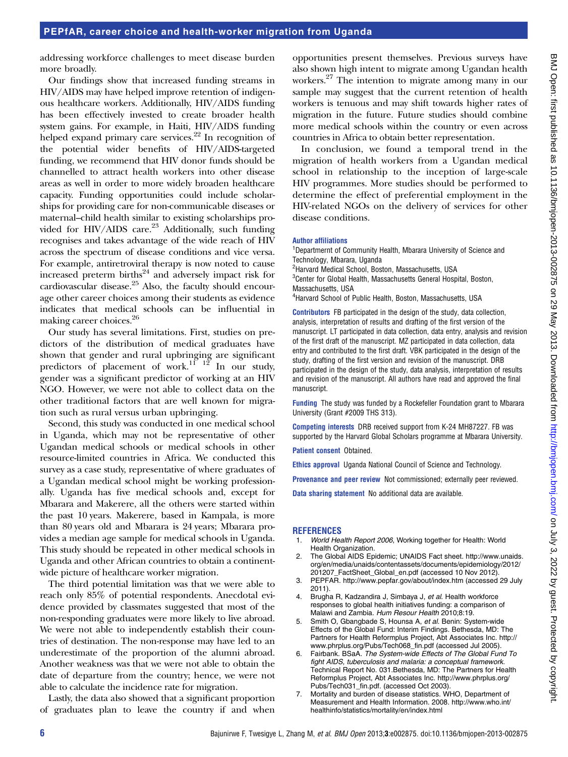addressing workforce challenges to meet disease burden more broadly.

Our findings show that increased funding streams in HIV/AIDS may have helped improve retention of indigenous healthcare workers. Additionally, HIV/AIDS funding has been effectively invested to create broader health system gains. For example, in Haiti, HIV/AIDS funding helped expand primary care services.[22] In recognition of the potential wider benefits of HIV/AIDS-targeted funding, we recommend that HIV donor funds should be channelled to attract health workers into other disease areas as well in order to more widely broaden healthcare capacity. Funding opportunities could include scholarships for providing care for non-communicable diseases or maternal–child health similar to existing scholarships provided for HIV/AIDS care.[23] Additionally, such funding recognises and takes advantage of the wide reach of HIV across the spectrum of disease conditions and vice versa. For example, antiretroviral therapy is now noted to cause increased preterm births[24] and adversely impact risk for cardiovascular disease.[25] Also, the faculty should encourage other career choices among their students as evidence indicates that medical schools can be influential in making career choices.[26]

Our study has several limitations. First, studies on predictors of the distribution of medical graduates have shown that gender and rural upbringing are significant predictors of placement of work.[11] [12] In our study, gender was a significant predictor of working at an HIV NGO. However, we were not able to collect data on the other traditional factors that are well known for migration such as rural versus urban upbringing.

Second, this study was conducted in one medical school in Uganda, which may not be representative of other Ugandan medical schools or medical schools in other resource-limited countries in Africa. We conducted this survey as a case study, representative of where graduates of a Ugandan medical school might be working professionally. Uganda has five medical schools and, except for Mbarara and Makerere, all the others were started within the past 10 years. Makerere, based in Kampala, is more than 80 years old and Mbarara is 24 years; Mbarara provides a median age sample for medical schools in Uganda. This study should be repeated in other medical schools in Uganda and other African countries to obtain a continent-wide picture of healthcare worker migration.

The third potential limitation was that we were able to reach only 85% of potential respondents. Anecdotal evidence provided by classmates suggested that most of the non-responding graduates were more likely to live abroad. We were not able to independently establish their countries of destination. The non-response may have led to an underestimate of the proportion of the alumni abroad. Another weakness was that we were not able to obtain the date of departure from the country; hence, we were not able to calculate the incidence rate for migration.

Lastly, the data also showed that a significant proportion of graduates plan to leave the country if and when opportunities present themselves. Previous surveys have also shown high intent to migrate among Ugandan health workers.[27] The intention to migrate among many in our sample may suggest that the current retention of health workers is tenuous and may shift towards higher rates of migration in the future. Future studies should combine more medical schools within the country or even across countries in Africa to obtain better representation.

In conclusion, we found a temporal trend in the migration of health workers from a Ugandan medical school in relationship to the inception of large-scale HIV programmes. More studies should be performed to determine the effect of preferential employment in the HIV-related NGOs on the delivery of services for other disease conditions.

**Author affiliations**
[1]Departmernt of Community Health, Mbarara University of Science and Technology, Mbarara, Uganda
[2]Harvard Medical School, Boston, Massachusetts, USA
[3]Center for Global Health, Massachusetts General Hospital, Boston, Massachusetts, USA
[4]Harvard School of Public Health, Boston, Massachusetts, USA

**Contributors** FB participated in the design of the study, data collection, analysis, interpretation of results and drafting of the first version of the manuscript. LT participated in data collection, data entry, analysis and revision of the first draft of the manuscript. MZ participated in data collection, data entry and contributed to the first draft. VBK participated in the design of the study, drafting of the first version and revision of the manuscript. DRB participated in the design of the study, data analysis, interpretation of results and revision of the manuscript. All authors have read and approved the final manuscript.

**Funding** The study was funded by a Rockefeller Foundation grant to Mbarara University (Grant #2009 THS 313).

**Competing interests** DRB received support from K-24 MH87227. FB was supported by the Harvard Global Scholars programme at Mbarara University.

**Patient consent** Obtained.

**Ethics approval** Uganda National Council of Science and Technology.

**Provenance and peer review** Not commissioned; externally peer reviewed.

**Data sharing statement** No additional data are available.

## REFERENCES

1. *World Health Report 2006*, Working together for Health: World Health Organization.
2. The Global AIDS Epidemic; UNAIDS Fact sheet. http://www.unaids.org/en/media/unaids/contentassets/documents/epidemiology/2012/201207_FactSheet_Global_en.pdf (accessed 10 Nov 2012).
3. PEPFAR. http://www.pepfar.gov/about/index.htm (accessed 29 July 2011).
4. Brugha R, Kadzandira J, Simbaya J, *et al*. Health workforce responses to global health initiatives funding: a comparison of Malawi and Zambia. *Hum Resour Health* 2010;8:19.
5. Smith O, Gbangbade S, Hounsa A, *et al*. Benin: System-wide Effects of the Global Fund: Interim Findings. Bethesda, MD: The Partners for Health Reformplus Project, Abt Associates Inc. http://www.phrplus.org/Pubs/Tech068_fin.pdf (accessed Jul 2005).
6. Fairbank. BSaA. *The System-wide Effects of The Global Fund To fight AIDS, tuberculosis and malaria: a conceptual framework*. Technical Report No. 031.Bethesda, MD: The Partners for Health Reformplus Project, Abt Associates Inc. http://www.phrplus.org/Pubs/Tech031_fin.pdf. (accessed Oct 2003).
7. Mortality and burden of disease statistics. WHO, Department of Measurement and Health Information. 2008. http://www.who.int/healthinfo/statistics/mortality/en/index.html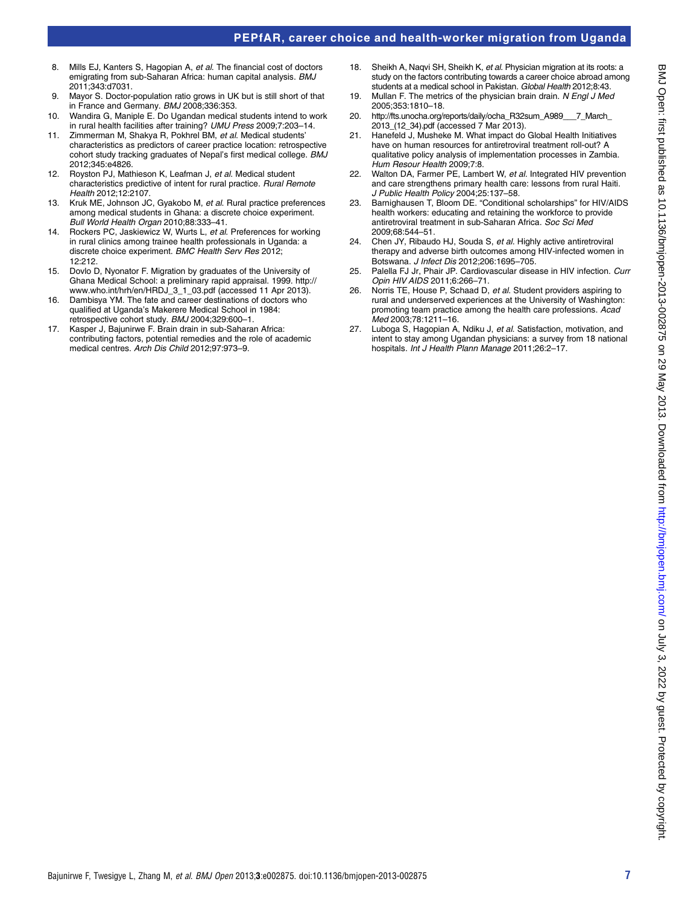8. Mills EJ, Kanters S, Hagopian A, *et al*. The financial cost of doctors emigrating from sub-Saharan Africa: human capital analysis. *BMJ* 2011;343:d7031.
9. Mayor S. Doctor-population ratio grows in UK but is still short of that in France and Germany. *BMJ* 2008;336:353.
10. Wandira G, Maniple E. Do Ugandan medical students intend to work in rural health facilities after training? *UMU Press* 2009;7:203–14.
11. Zimmerman M, Shakya R, Pokhrel BM, *et al*. Medical students' characteristics as predictors of career practice location: retrospective cohort study tracking graduates of Nepal's first medical college. *BMJ* 2012;345:e4826.
12. Royston PJ, Mathieson K, Leafman J, *et al*. Medical student characteristics predictive of intent for rural practice. *Rural Remote Health* 2012;12:2107.
13. Kruk ME, Johnson JC, Gyakobo M, *et al*. Rural practice preferences among medical students in Ghana: a discrete choice experiment. *Bull World Health Organ* 2010;88:333–41.
14. Rockers PC, Jaskiewicz W, Wurts L, *et al*. Preferences for working in rural clinics among trainee health professionals in Uganda: a discrete choice experiment. *BMC Health Serv Res* 2012; 12:212.
15. Dovlo D, Nyonator F. Migration by graduates of the University of Ghana Medical School: a preliminary rapid appraisal. 1999. http://www.who.int/hrh/en/HRDJ_3_1_03.pdf (accessed 11 Apr 2013).
16. Dambisya YM. The fate and career destinations of doctors who qualified at Uganda's Makerere Medical School in 1984: retrospective cohort study. *BMJ* 2004;329:600–1.
17. Kasper J, Bajunirwe F. Brain drain in sub-Saharan Africa: contributing factors, potential remedies and the role of academic medical centres. *Arch Dis Child* 2012;97:973–9.
18. Sheikh A, Naqvi SH, Sheikh K, *et al*. Physician migration at its roots: a study on the factors contributing towards a career choice abroad among students at a medical school in Pakistan. *Global Health* 2012;8:43.
19. Mullan F. The metrics of the physician brain drain. *N Engl J Med* 2005;353:1810–18.
20. http://fts.unocha.org/reports/daily/ocha_R32sum_A989___7_March_2013_(12_34).pdf (accessed 7 Mar 2013).
21. Hanefeld J, Musheke M. What impact do Global Health Initiatives have on human resources for antiretroviral treatment roll-out? A qualitative policy analysis of implementation processes in Zambia. *Hum Resour Health* 2009;7:8.
22. Walton DA, Farmer PE, Lambert W, *et al*. Integrated HIV prevention and care strengthens primary health care: lessons from rural Haiti. *J Public Health Policy* 2004;25:137–58.
23. Barnighausen T, Bloom DE. "Conditional scholarships" for HIV/AIDS health workers: educating and retaining the workforce to provide antiretroviral treatment in sub-Saharan Africa. *Soc Sci Med* 2009;68:544–51.
24. Chen JY, Ribaudo HJ, Souda S, *et al*. Highly active antiretroviral therapy and adverse birth outcomes among HIV-infected women in Botswana. *J Infect Dis* 2012;206:1695–705.
25. Palella FJ Jr, Phair JP. Cardiovascular disease in HIV infection. *Curr Opin HIV AIDS* 2011;6:266–71.
26. Norris TE, House P, Schaad D, *et al*. Student providers aspiring to rural and underserved experiences at the University of Washington: promoting team practice among the health care professions. *Acad Med* 2003;78:1211–16.
27. Luboga S, Hagopian A, Ndiku J, *et al*. Satisfaction, motivation, and intent to stay among Ugandan physicians: a survey from 18 national hospitals. *Int J Health Plann Manage* 2011;26:2–17.